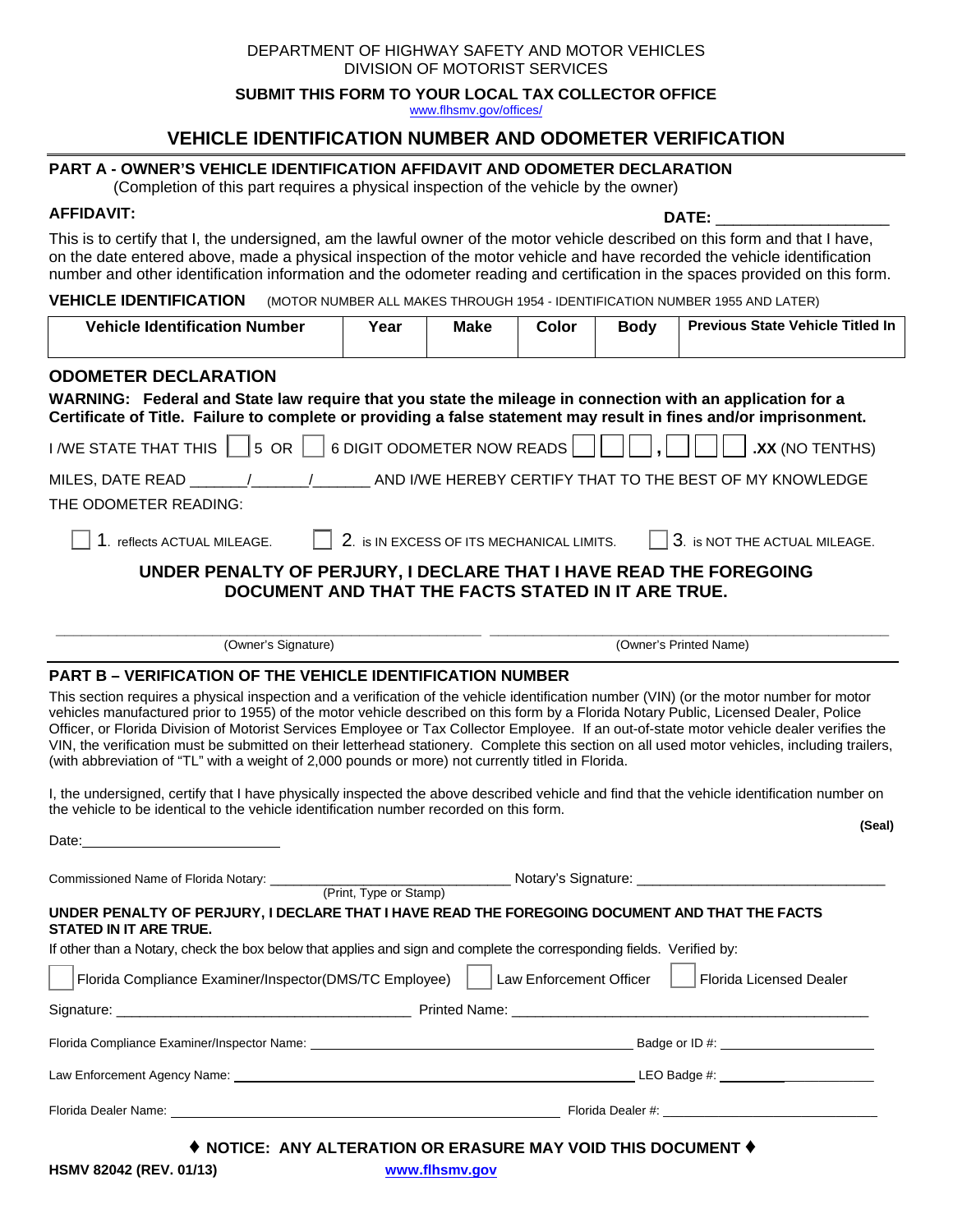DEPARTMENT OF HIGHWAY SAFETY AND MOTOR VEHICLES
DIVISION OF MOTORIST SERVICES

**SUBMIT THIS FORM TO YOUR LOCAL TAX COLLECTOR OFFICE**
www.flhsmv.gov/offices/

# VEHICLE IDENTIFICATION NUMBER AND ODOMETER VERIFICATION

## PART A - OWNER'S VEHICLE IDENTIFICATION AFFIDAVIT AND ODOMETER DECLARATION

(Completion of this part requires a physical inspection of the vehicle by the owner)

**AFFIDAVIT:** **DATE:** ___________________

This is to certify that I, the undersigned, am the lawful owner of the motor vehicle described on this form and that I have, on the date entered above, made a physical inspection of the motor vehicle and have recorded the vehicle identification number and other identification information and the odometer reading and certification in the spaces provided on this form.

**VEHICLE IDENTIFICATION** (MOTOR NUMBER ALL MAKES THROUGH 1954 - IDENTIFICATION NUMBER 1955 AND LATER)

| Vehicle Identification Number | Year | Make | Color | Body | Previous State Vehicle Titled In |
|---|---|---|---|---|---|
| | | | | | |

### ODOMETER DECLARATION

**WARNING: Federal and State law require that you state the mileage in connection with an application for a Certificate of Title. Failure to complete or providing a false statement may result in fines and/or imprisonment.**

I /WE STATE THAT THIS ☐ 5 OR ☐ 6 DIGIT ODOMETER NOW READS ☐☐☐,☐☐☐ **.XX** (NO TENTHS)

MILES, DATE READ ______/______/______ AND I/WE HEREBY CERTIFY THAT TO THE BEST OF MY KNOWLEDGE THE ODOMETER READING:

☐ 1. reflects ACTUAL MILEAGE. ☐ 2. is IN EXCESS OF ITS MECHANICAL LIMITS. ☐ 3. is NOT THE ACTUAL MILEAGE.

**UNDER PENALTY OF PERJURY, I DECLARE THAT I HAVE READ THE FOREGOING DOCUMENT AND THAT THE FACTS STATED IN IT ARE TRUE.**

_______________________________ (Owner's Signature) _______________________________ (Owner's Printed Name)

## PART B – VERIFICATION OF THE VEHICLE IDENTIFICATION NUMBER

This section requires a physical inspection and a verification of the vehicle identification number (VIN) (or the motor number for motor vehicles manufactured prior to 1955) of the motor vehicle described on this form by a Florida Notary Public, Licensed Dealer, Police Officer, or Florida Division of Motorist Services Employee or Tax Collector Employee. If an out-of-state motor vehicle dealer verifies the VIN, the verification must be submitted on their letterhead stationery. Complete this section on all used motor vehicles, including trailers, (with abbreviation of "TL" with a weight of 2,000 pounds or more) not currently titled in Florida.

I, the undersigned, certify that I have physically inspected the above described vehicle and find that the vehicle identification number on the vehicle to be identical to the vehicle identification number recorded on this form.

**(Seal)**

Date: __________________________

Commissioned Name of Florida Notary: ______________________________ (Print, Type or Stamp) Notary's Signature: ______________________________

**UNDER PENALTY OF PERJURY, I DECLARE THAT I HAVE READ THE FOREGOING DOCUMENT AND THAT THE FACTS STATED IN IT ARE TRUE.**

If other than a Notary, check the box below that applies and sign and complete the corresponding fields. Verified by:

☐ Florida Compliance Examiner/Inspector(DMS/TC Employee) ☐ Law Enforcement Officer ☐ Florida Licensed Dealer

Signature: ______________________________ Printed Name: ______________________________

Florida Compliance Examiner/Inspector Name: ______________________________ Badge or ID #: ____________________

Law Enforcement Agency Name: ______________________________ LEO Badge #: ____________________

Florida Dealer Name: ______________________________ Florida Dealer #: ____________________

**♦ NOTICE: ANY ALTERATION OR ERASURE MAY VOID THIS DOCUMENT ♦**

**HSMV 82042 (REV. 01/13)** **www.flhsmv.gov**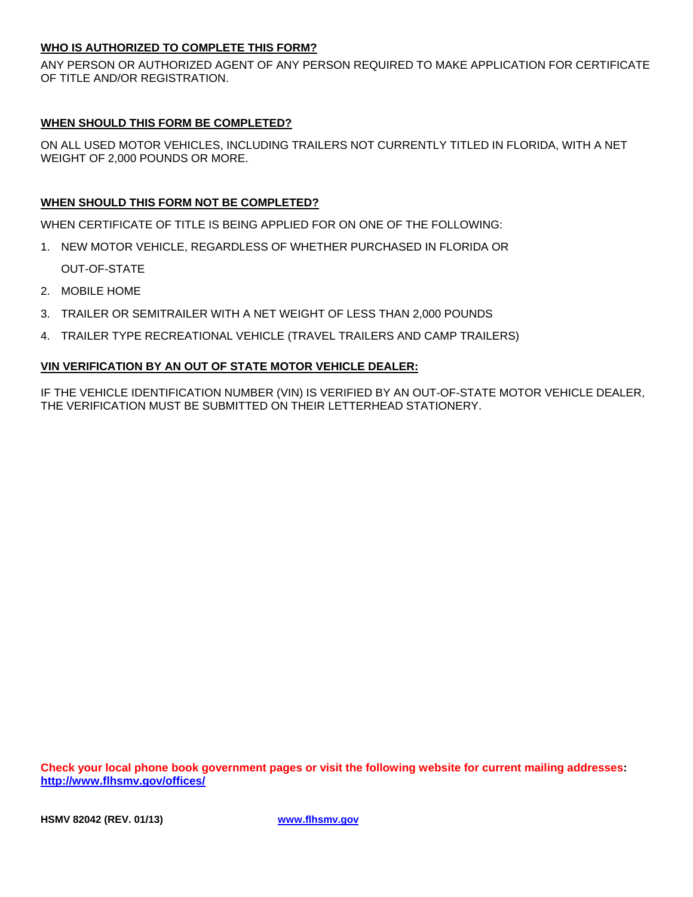**WHO IS AUTHORIZED TO COMPLETE THIS FORM?**

ANY PERSON OR AUTHORIZED AGENT OF ANY PERSON REQUIRED TO MAKE APPLICATION FOR CERTIFICATE OF TITLE AND/OR REGISTRATION.

**WHEN SHOULD THIS FORM BE COMPLETED?**

ON ALL USED MOTOR VEHICLES, INCLUDING TRAILERS NOT CURRENTLY TITLED IN FLORIDA, WITH A NET WEIGHT OF 2,000 POUNDS OR MORE.

**WHEN SHOULD THIS FORM NOT BE COMPLETED?**

WHEN CERTIFICATE OF TITLE IS BEING APPLIED FOR ON ONE OF THE FOLLOWING:

1. NEW MOTOR VEHICLE, REGARDLESS OF WHETHER PURCHASED IN FLORIDA OR OUT-OF-STATE
2. MOBILE HOME
3. TRAILER OR SEMITRAILER WITH A NET WEIGHT OF LESS THAN 2,000 POUNDS
4. TRAILER TYPE RECREATIONAL VEHICLE (TRAVEL TRAILERS AND CAMP TRAILERS)

**VIN VERIFICATION BY AN OUT OF STATE MOTOR VEHICLE DEALER:**

IF THE VEHICLE IDENTIFICATION NUMBER (VIN) IS VERIFIED BY AN OUT-OF-STATE MOTOR VEHICLE DEALER, THE VERIFICATION MUST BE SUBMITTED ON THEIR LETTERHEAD STATIONERY.

**Check your local phone book government pages or visit the following website for current mailing addresses: http://www.flhsmv.gov/offices/**

**HSMV 82042 (REV. 01/13)** www.flhsmv.gov